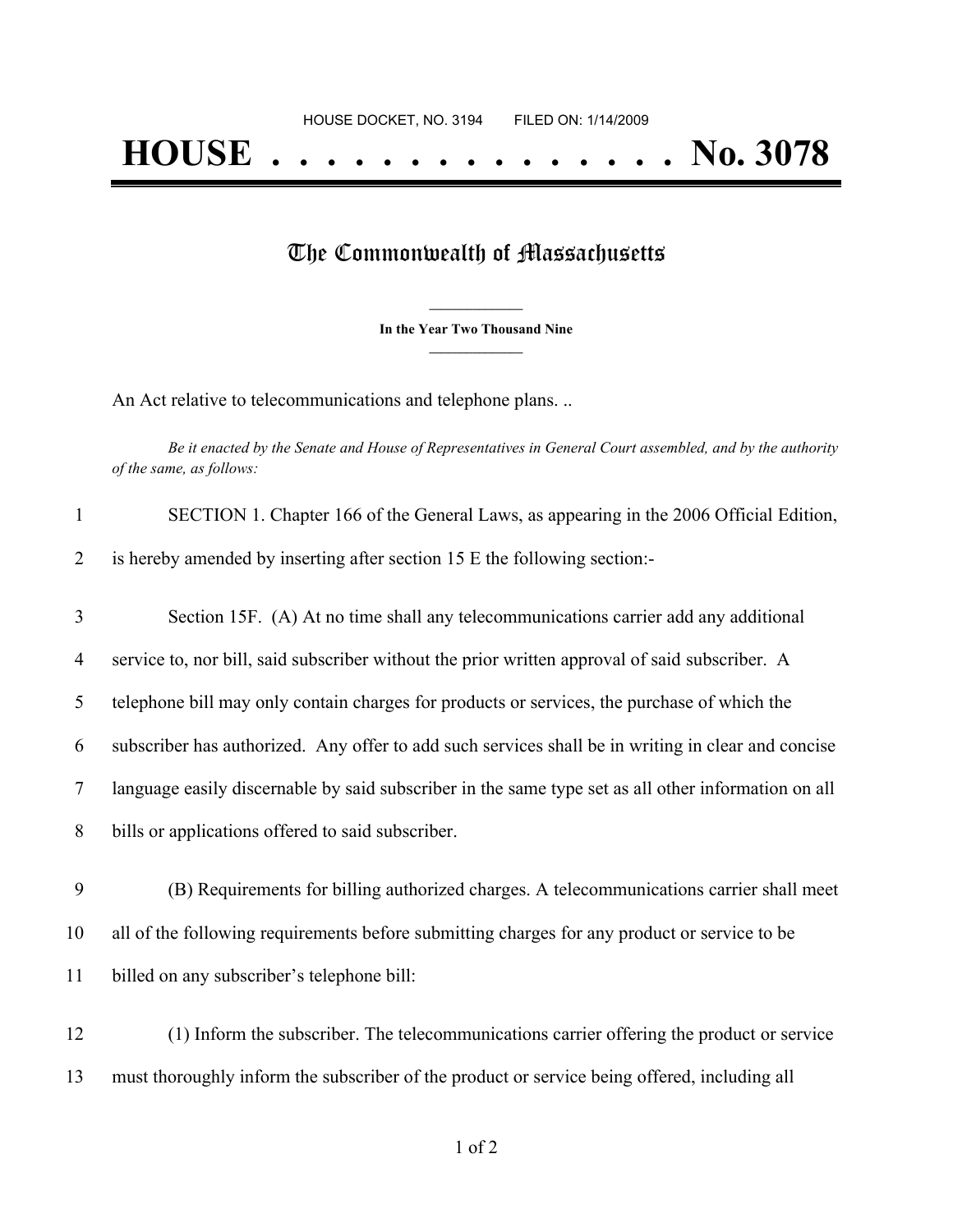HOUSE DOCKET, NO. 3194 FILED ON: 1/14/2009

# HOUSE . . . . . . . . . . . . . . . No. 3078

## The Commonwealth of Massachusetts

**In the Year Two Thousand Nine**

An Act relative to telecommunications and telephone plans. ..

*Be it enacted by the Senate and House of Representatives in General Court assembled, and by the authority of the same, as follows:*

SECTION 1. Chapter 166 of the General Laws, as appearing in the 2006 Official Edition, is hereby amended by inserting after section 15 E the following section:-

Section 15F. (A) At no time shall any telecommunications carrier add any additional service to, nor bill, said subscriber without the prior written approval of said subscriber. A telephone bill may only contain charges for products or services, the purchase of which the subscriber has authorized. Any offer to add such services shall be in writing in clear and concise language easily discernable by said subscriber in the same type set as all other information on all bills or applications offered to said subscriber.

(B) Requirements for billing authorized charges. A telecommunications carrier shall meet all of the following requirements before submitting charges for any product or service to be billed on any subscriber's telephone bill:

(1) Inform the subscriber. The telecommunications carrier offering the product or service must thoroughly inform the subscriber of the product or service being offered, including all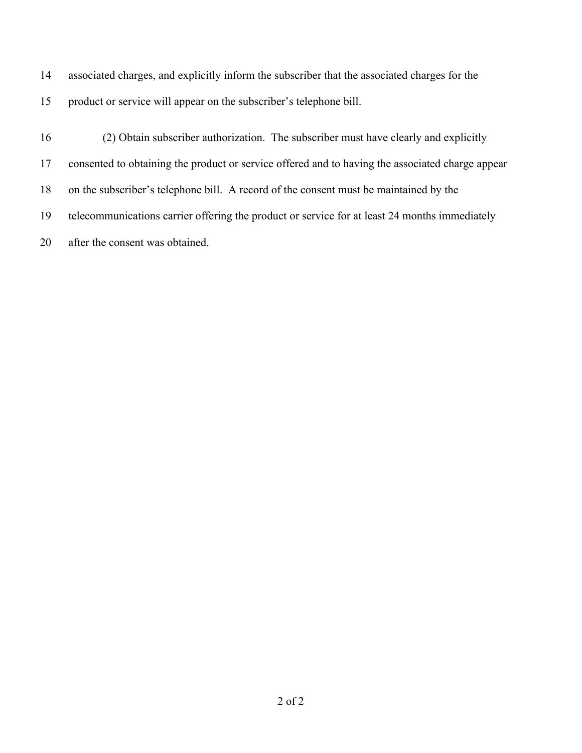associated charges, and explicitly inform the subscriber that the associated charges for the product or service will appear on the subscriber's telephone bill.

(2) Obtain subscriber authorization. The subscriber must have clearly and explicitly consented to obtaining the product or service offered and to having the associated charge appear on the subscriber's telephone bill. A record of the consent must be maintained by the telecommunications carrier offering the product or service for at least 24 months immediately after the consent was obtained.